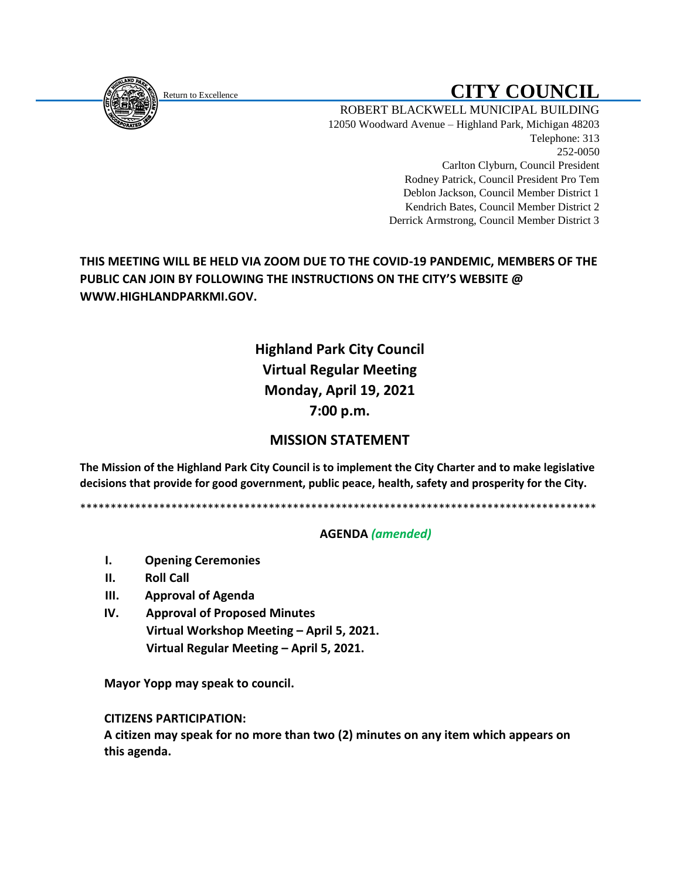Return to Excellence

# CITY COUNCIL

ROBERT BLACKWELL MUNICIPAL BUILDING
12050 Woodward Avenue – Highland Park, Michigan 48203
Telephone: 313
252-0050
Carlton Clyburn, Council President
Rodney Patrick, Council President Pro Tem
Deblon Jackson, Council Member District 1
Kendrich Bates, Council Member District 2
Derrick Armstrong, Council Member District 3

**THIS MEETING WILL BE HELD VIA ZOOM DUE TO THE COVID-19 PANDEMIC, MEMBERS OF THE PUBLIC CAN JOIN BY FOLLOWING THE INSTRUCTIONS ON THE CITY'S WEBSITE @ WWW.HIGHLANDPARKMI.GOV.**

## Highland Park City Council
## Virtual Regular Meeting
## Monday, April 19, 2021
## 7:00 p.m.

## MISSION STATEMENT

**The Mission of the Highland Park City Council is to implement the City Charter and to make legislative decisions that provide for good government, public peace, health, safety and prosperity for the City.**

****************************************************************************************

### AGENDA *(amended)*

**I. Opening Ceremonies**

**II. Roll Call**

**III. Approval of Agenda**

**IV. Approval of Proposed Minutes**
**Virtual Workshop Meeting – April 5, 2021.**
**Virtual Regular Meeting – April 5, 2021.**

**Mayor Yopp may speak to council.**

**CITIZENS PARTICIPATION:**
**A citizen may speak for no more than two (2) minutes on any item which appears on this agenda.**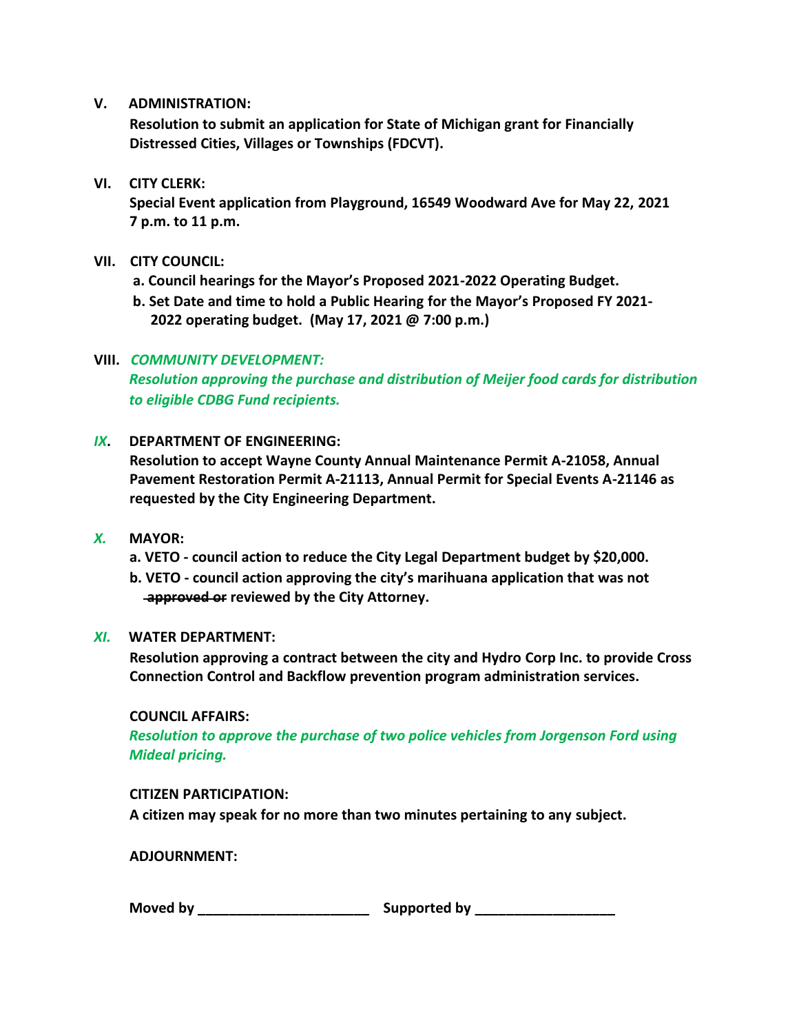**V. ADMINISTRATION:**

**Resolution to submit an application for State of Michigan grant for Financially Distressed Cities, Villages or Townships (FDCVT).**

**VI. CITY CLERK:**

**Special Event application from Playground, 16549 Woodward Ave for May 22, 2021 7 p.m. to 11 p.m.**

**VII. CITY COUNCIL:**

**a. Council hearings for the Mayor's Proposed 2021-2022 Operating Budget.**

**b. Set Date and time to hold a Public Hearing for the Mayor's Proposed FY 2021-2022 operating budget. (May 17, 2021 @ 7:00 p.m.)**

**VIII. *COMMUNITY DEVELOPMENT:***

***Resolution approving the purchase and distribution of Meijer food cards for distribution to eligible CDBG Fund recipients.***

***IX*. DEPARTMENT OF ENGINEERING:**

**Resolution to accept Wayne County Annual Maintenance Permit A-21058, Annual Pavement Restoration Permit A-21113, Annual Permit for Special Events A-21146 as requested by the City Engineering Department.**

***X.* MAYOR:**

**a. VETO - council action to reduce the City Legal Department budget by $20,000.**

**b. VETO - council action approving the city's marihuana application that was not ~~approved or~~ reviewed by the City Attorney.**

***XI.* WATER DEPARTMENT:**

**Resolution approving a contract between the city and Hydro Corp Inc. to provide Cross Connection Control and Backflow prevention program administration services.**

**COUNCIL AFFAIRS:**

***Resolution to approve the purchase of two police vehicles from Jorgenson Ford using Mideal pricing.***

**CITIZEN PARTICIPATION:**

**A citizen may speak for no more than two minutes pertaining to any subject.**

**ADJOURNMENT:**

**Moved by ______________________ Supported by __________________**